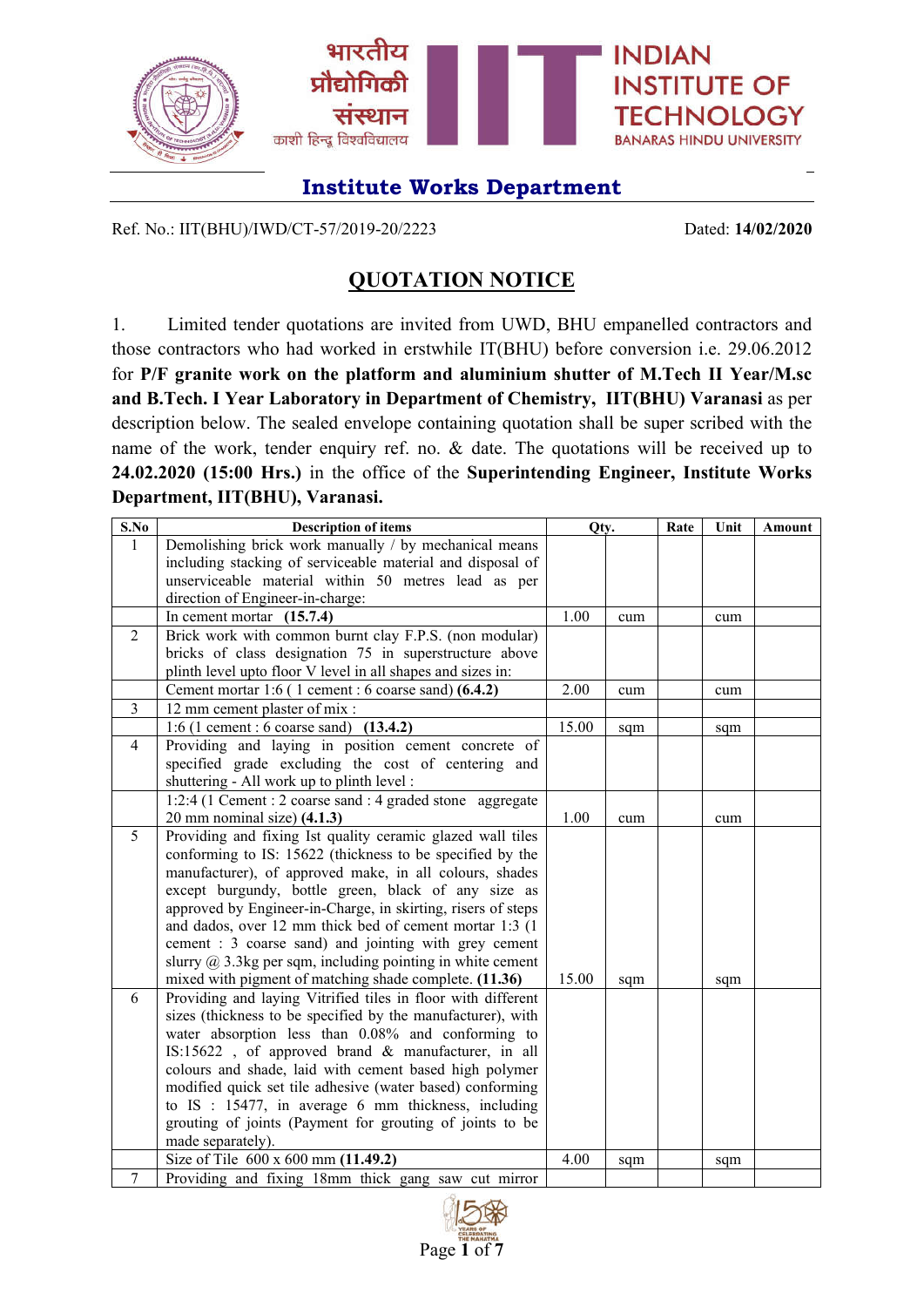भारतीय प्रौद्योगिकी संस्थान
काशी हिन्दू विश्वविद्यालय

INDIAN INSTITUTE OF TECHNOLOGY
BANARAS HINDU UNIVERSITY

## Institute Works Department

Ref. No.: IIT(BHU)/IWD/CT-57/2019-20/2223 Dated: **14/02/2020**

# QUOTATION NOTICE

1. Limited tender quotations are invited from UWD, BHU empanelled contractors and those contractors who had worked in erstwhile IT(BHU) before conversion i.e. 29.06.2012 for **P/F granite work on the platform and aluminium shutter of M.Tech II Year/M.sc and B.Tech. I Year Laboratory in Department of Chemistry, IIT(BHU) Varanasi** as per description below. The sealed envelope containing quotation shall be super scribed with the name of the work, tender enquiry ref. no. & date. The quotations will be received up to **24.02.2020 (15:00 Hrs.)** in the office of the **Superintending Engineer, Institute Works Department, IIT(BHU), Varanasi.**

| S.No | Description of items | Qty. | | Rate | Unit | Amount |
|---|---|---|---|---|---|---|
| 1 | Demolishing brick work manually / by mechanical means including stacking of serviceable material and disposal of unserviceable material within 50 metres lead as per direction of Engineer-in-charge: | | | | | |
| | In cement mortar **(15.7.4)** | 1.00 | cum | | cum | |
| 2 | Brick work with common burnt clay F.P.S. (non modular) bricks of class designation 75 in superstructure above plinth level upto floor V level in all shapes and sizes in: | | | | | |
| | Cement mortar 1:6 ( 1 cement : 6 coarse sand) **(6.4.2)** | 2.00 | cum | | cum | |
| 3 | 12 mm cement plaster of mix : | | | | | |
| | 1:6 (1 cement : 6 coarse sand) **(13.4.2)** | 15.00 | sqm | | sqm | |
| 4 | Providing and laying in position cement concrete of specified grade excluding the cost of centering and shuttering - All work up to plinth level : | | | | | |
| | 1:2:4 (1 Cement : 2 coarse sand : 4 graded stone aggregate 20 mm nominal size) **(4.1.3)** | 1.00 | cum | | cum | |
| 5 | Providing and fixing Ist quality ceramic glazed wall tiles conforming to IS: 15622 (thickness to be specified by the manufacturer), of approved make, in all colours, shades except burgundy, bottle green, black of any size as approved by Engineer-in-Charge, in skirting, risers of steps and dados, over 12 mm thick bed of cement mortar 1:3 (1 cement : 3 coarse sand) and jointing with grey cement slurry @ 3.3kg per sqm, including pointing in white cement mixed with pigment of matching shade complete. **(11.36)** | 15.00 | sqm | | sqm | |
| 6 | Providing and laying Vitrified tiles in floor with different sizes (thickness to be specified by the manufacturer), with water absorption less than 0.08% and conforming to IS:15622 , of approved brand & manufacturer, in all colours and shade, laid with cement based high polymer modified quick set tile adhesive (water based) conforming to IS : 15477, in average 6 mm thickness, including grouting of joints (Payment for grouting of joints to be made separately). | | | | | |
| | Size of Tile 600 x 600 mm **(11.49.2)** | 4.00 | sqm | | sqm | |
| 7 | Providing and fixing 18mm thick gang saw cut mirror | | | | | |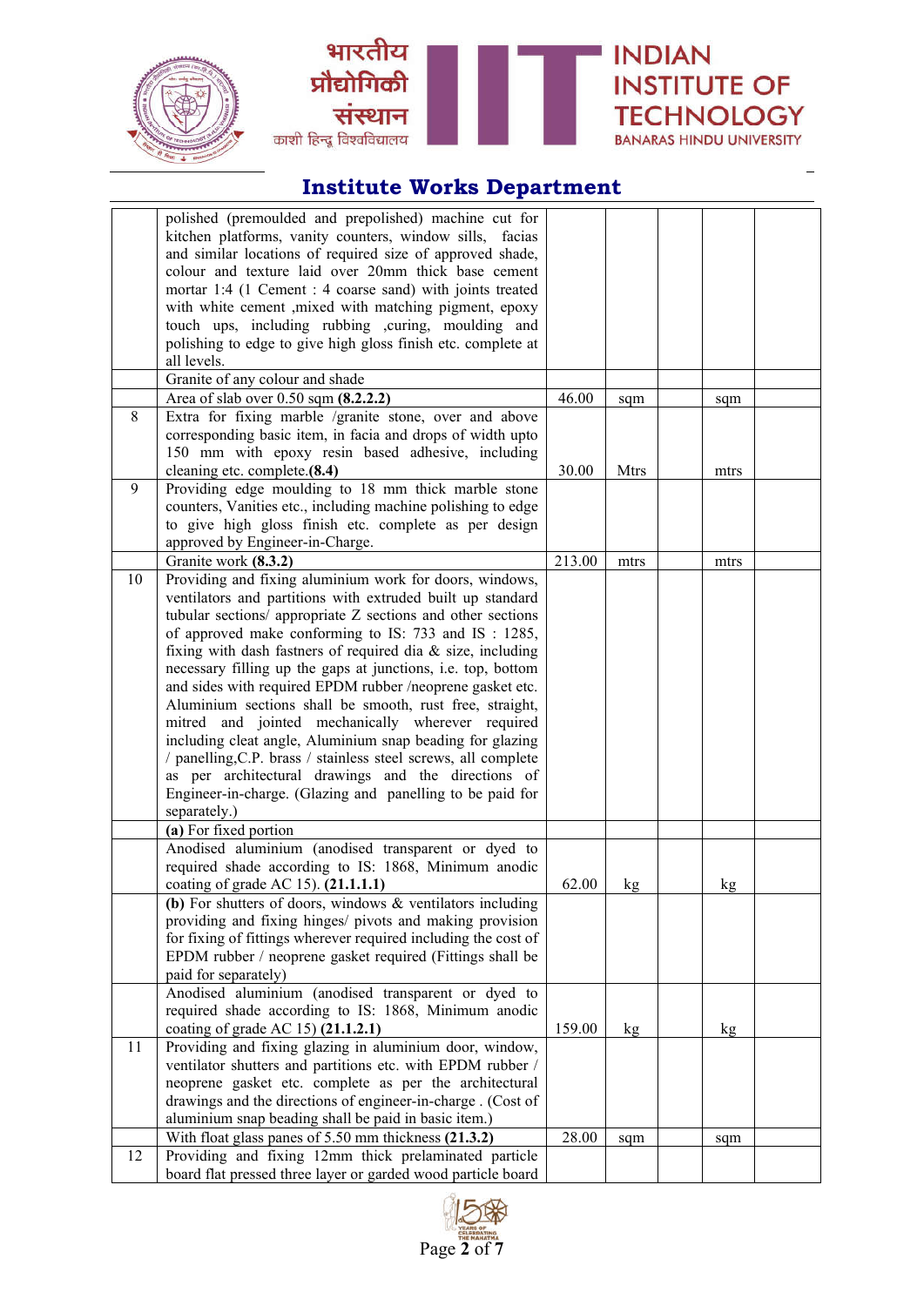## Institute Works Department

| | | | | | | |
|---|---|---|---|---|---|---|
| | polished (premoulded and prepolished) machine cut for kitchen platforms, vanity counters, window sills, facias and similar locations of required size of approved shade, colour and texture laid over 20mm thick base cement mortar 1:4 (1 Cement : 4 coarse sand) with joints treated with white cement ,mixed with matching pigment, epoxy touch ups, including rubbing ,curing, moulding and polishing to edge to give high gloss finish etc. complete at all levels. | | | | | |
| | Granite of any colour and shade | | | | | |
| | Area of slab over 0.50 sqm **(8.2.2.2)** | 46.00 | sqm | | sqm | |
| 8 | Extra for fixing marble /granite stone, over and above corresponding basic item, in facia and drops of width upto 150 mm with epoxy resin based adhesive, including cleaning etc. complete.**(8.4)** | 30.00 | Mtrs | | mtrs | |
| 9 | Providing edge moulding to 18 mm thick marble stone counters, Vanities etc., including machine polishing to edge to give high gloss finish etc. complete as per design approved by Engineer-in-Charge. | | | | | |
| | Granite work **(8.3.2)** | 213.00 | mtrs | | mtrs | |
| 10 | Providing and fixing aluminium work for doors, windows, ventilators and partitions with extruded built up standard tubular sections/ appropriate Z sections and other sections of approved make conforming to IS: 733 and IS : 1285, fixing with dash fastners of required dia & size, including necessary filling up the gaps at junctions, i.e. top, bottom and sides with required EPDM rubber /neoprene gasket etc. Aluminium sections shall be smooth, rust free, straight, mitred and jointed mechanically wherever required including cleat angle, Aluminium snap beading for glazing / panelling,C.P. brass / stainless steel screws, all complete as per architectural drawings and the directions of Engineer-in-charge. (Glazing and panelling to be paid for separately.) | | | | | |
| | **(a)** For fixed portion | | | | | |
| | Anodised aluminium (anodised transparent or dyed to required shade according to IS: 1868, Minimum anodic coating of grade AC 15). **(21.1.1.1)** | 62.00 | kg | | kg | |
| | **(b)** For shutters of doors, windows & ventilators including providing and fixing hinges/ pivots and making provision for fixing of fittings wherever required including the cost of EPDM rubber / neoprene gasket required (Fittings shall be paid for separately) | | | | | |
| | Anodised aluminium (anodised transparent or dyed to required shade according to IS: 1868, Minimum anodic coating of grade AC 15) **(21.1.2.1)** | 159.00 | kg | | kg | |
| 11 | Providing and fixing glazing in aluminium door, window, ventilator shutters and partitions etc. with EPDM rubber / neoprene gasket etc. complete as per the architectural drawings and the directions of engineer-in-charge . (Cost of aluminium snap beading shall be paid in basic item.) | | | | | |
| | With float glass panes of 5.50 mm thickness **(21.3.2)** | 28.00 | sqm | | sqm | |
| 12 | Providing and fixing 12mm thick prelaminated particle board flat pressed three layer or garded wood particle board | | | | | |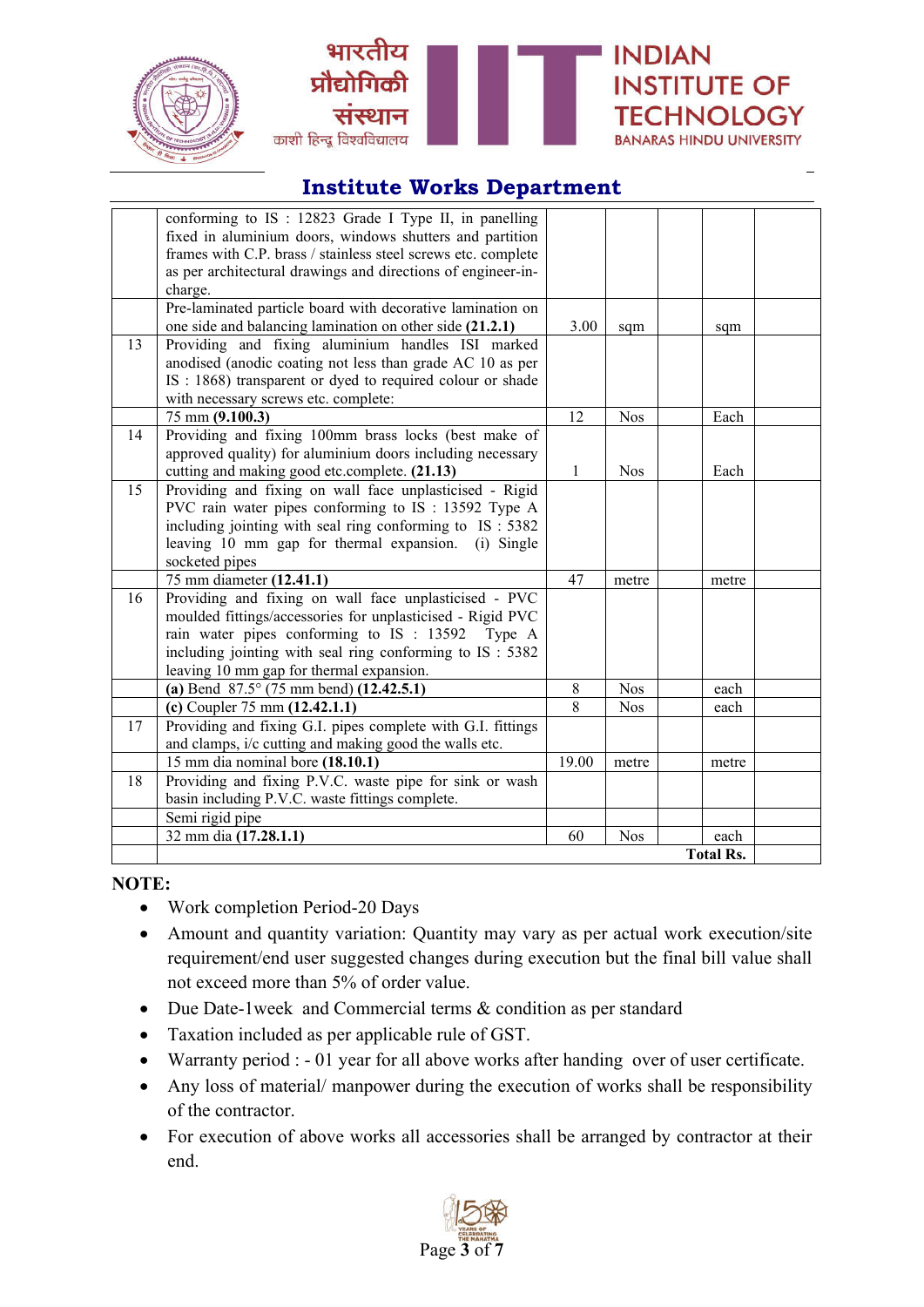## Institute Works Department

| | | | | | | |
|---|---|---|---|---|---|---|
| | conforming to IS : 12823 Grade I Type II, in panelling fixed in aluminium doors, windows shutters and partition frames with C.P. brass / stainless steel screws etc. complete as per architectural drawings and directions of engineer-in-charge. | | | | | |
| | Pre-laminated particle board with decorative lamination on one side and balancing lamination on other side **(21.2.1)** | 3.00 | sqm | | sqm | |
| 13 | Providing and fixing aluminium handles ISI marked anodised (anodic coating not less than grade AC 10 as per IS : 1868) transparent or dyed to required colour or shade with necessary screws etc. complete: | | | | | |
| | 75 mm **(9.100.3)** | 12 | Nos | | Each | |
| 14 | Providing and fixing 100mm brass locks (best make of approved quality) for aluminium doors including necessary cutting and making good etc.complete. **(21.13)** | 1 | Nos | | Each | |
| 15 | Providing and fixing on wall face unplasticised - Rigid PVC rain water pipes conforming to IS : 13592 Type A including jointing with seal ring conforming to IS : 5382 leaving 10 mm gap for thermal expansion. (i) Single socketed pipes | | | | | |
| | 75 mm diameter **(12.41.1)** | 47 | metre | | metre | |
| 16 | Providing and fixing on wall face unplasticised - PVC moulded fittings/accessories for unplasticised - Rigid PVC rain water pipes conforming to IS : 13592 Type A including jointing with seal ring conforming to IS : 5382 leaving 10 mm gap for thermal expansion. | | | | | |
| | **(a)** Bend 87.5° (75 mm bend) **(12.42.5.1)** | 8 | Nos | | each | |
| | **(c)** Coupler 75 mm **(12.42.1.1)** | 8 | Nos | | each | |
| 17 | Providing and fixing G.I. pipes complete with G.I. fittings and clamps, i/c cutting and making good the walls etc. | | | | | |
| | 15 mm dia nominal bore **(18.10.1)** | 19.00 | metre | | metre | |
| 18 | Providing and fixing P.V.C. waste pipe for sink or wash basin including P.V.C. waste fittings complete. | | | | | |
| | Semi rigid pipe | | | | | |
| | 32 mm dia **(17.28.1.1)** | 60 | Nos | | each | |
| | | | | | **Total Rs.** | |

**NOTE:**

- Work completion Period-20 Days
- Amount and quantity variation: Quantity may vary as per actual work execution/site requirement/end user suggested changes during execution but the final bill value shall not exceed more than 5% of order value.
- Due Date-1week and Commercial terms & condition as per standard
- Taxation included as per applicable rule of GST.
- Warranty period : - 01 year for all above works after handing over of user certificate.
- Any loss of material/ manpower during the execution of works shall be responsibility of the contractor.
- For execution of above works all accessories shall be arranged by contractor at their end.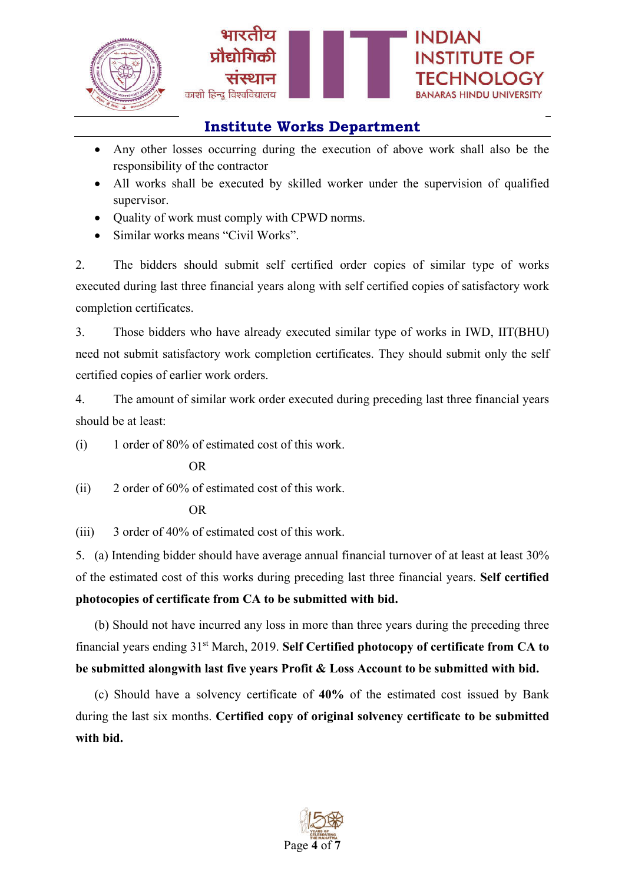- Any other losses occurring during the execution of above work shall also be the responsibility of the contractor
- All works shall be executed by skilled worker under the supervision of qualified supervisor.
- Quality of work must comply with CPWD norms.
- Similar works means "Civil Works".

2. The bidders should submit self certified order copies of similar type of works executed during last three financial years along with self certified copies of satisfactory work completion certificates.

3. Those bidders who have already executed similar type of works in IWD, IIT(BHU) need not submit satisfactory work completion certificates. They should submit only the self certified copies of earlier work orders.

4. The amount of similar work order executed during preceding last three financial years should be at least:

(i) 1 order of 80% of estimated cost of this work.

OR

(ii) 2 order of 60% of estimated cost of this work.

OR

(iii) 3 order of 40% of estimated cost of this work.

5. (a) Intending bidder should have average annual financial turnover of at least at least 30% of the estimated cost of this works during preceding last three financial years. **Self certified photocopies of certificate from CA to be submitted with bid.**

(b) Should not have incurred any loss in more than three years during the preceding three financial years ending 31st March, 2019. **Self Certified photocopy of certificate from CA to be submitted alongwith last five years Profit & Loss Account to be submitted with bid.**

(c) Should have a solvency certificate of **40%** of the estimated cost issued by Bank during the last six months. **Certified copy of original solvency certificate to be submitted with bid.**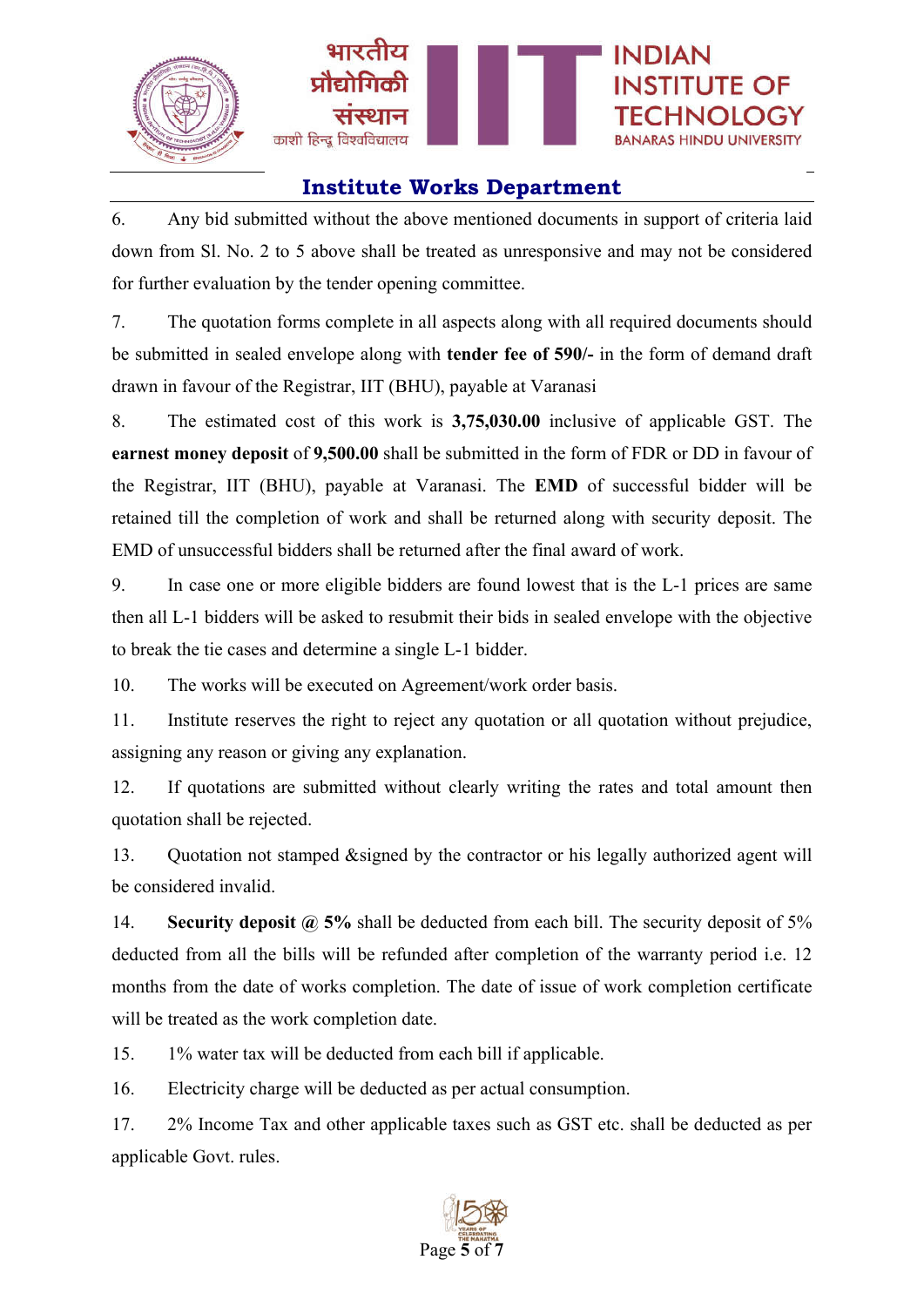## Institute Works Department

6. Any bid submitted without the above mentioned documents in support of criteria laid down from Sl. No. 2 to 5 above shall be treated as unresponsive and may not be considered for further evaluation by the tender opening committee.

7. The quotation forms complete in all aspects along with all required documents should be submitted in sealed envelope along with **tender fee of 590/-** in the form of demand draft drawn in favour of the Registrar, IIT (BHU), payable at Varanasi

8. The estimated cost of this work is **3,75,030.00** inclusive of applicable GST. The **earnest money deposit** of **9,500.00** shall be submitted in the form of FDR or DD in favour of the Registrar, IIT (BHU), payable at Varanasi. The **EMD** of successful bidder will be retained till the completion of work and shall be returned along with security deposit. The EMD of unsuccessful bidders shall be returned after the final award of work.

9. In case one or more eligible bidders are found lowest that is the L-1 prices are same then all L-1 bidders will be asked to resubmit their bids in sealed envelope with the objective to break the tie cases and determine a single L-1 bidder.

10. The works will be executed on Agreement/work order basis.

11. Institute reserves the right to reject any quotation or all quotation without prejudice, assigning any reason or giving any explanation.

12. If quotations are submitted without clearly writing the rates and total amount then quotation shall be rejected.

13. Quotation not stamped &signed by the contractor or his legally authorized agent will be considered invalid.

14. **Security deposit @ 5%** shall be deducted from each bill. The security deposit of 5% deducted from all the bills will be refunded after completion of the warranty period i.e. 12 months from the date of works completion. The date of issue of work completion certificate will be treated as the work completion date.

15. 1% water tax will be deducted from each bill if applicable.

16. Electricity charge will be deducted as per actual consumption.

17. 2% Income Tax and other applicable taxes such as GST etc. shall be deducted as per applicable Govt. rules.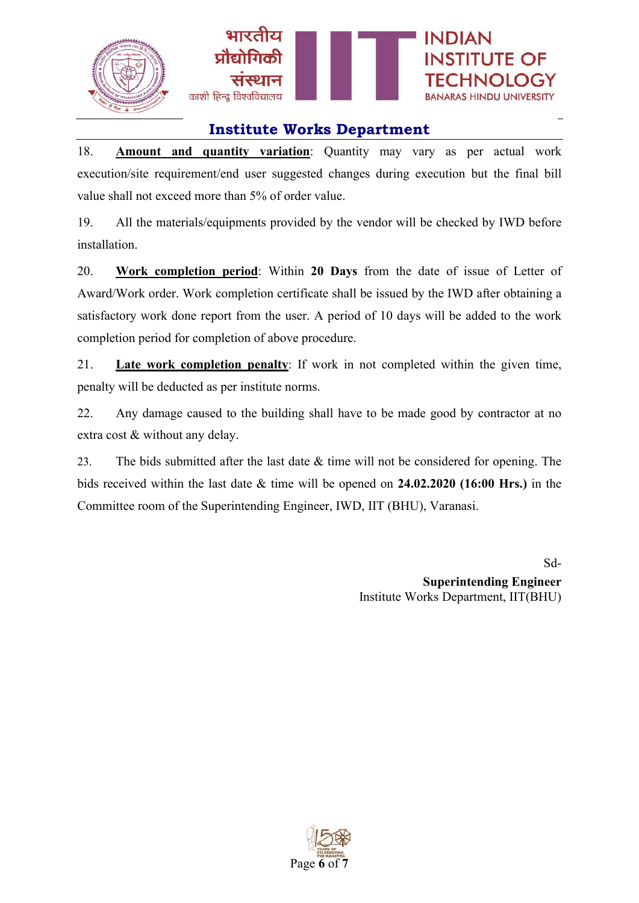18. **Amount and quantity variation**: Quantity may vary as per actual work execution/site requirement/end user suggested changes during execution but the final bill value shall not exceed more than 5% of order value.

19. All the materials/equipments provided by the vendor will be checked by IWD before installation.

20. **Work completion period**: Within **20 Days** from the date of issue of Letter of Award/Work order. Work completion certificate shall be issued by the IWD after obtaining a satisfactory work done report from the user. A period of 10 days will be added to the work completion period for completion of above procedure.

21. **Late work completion penalty**: If work in not completed within the given time, penalty will be deducted as per institute norms.

22. Any damage caused to the building shall have to be made good by contractor at no extra cost & without any delay.

23. The bids submitted after the last date & time will not be considered for opening. The bids received within the last date & time will be opened on **24.02.2020 (16:00 Hrs.)** in the Committee room of the Superintending Engineer, IWD, IIT (BHU), Varanasi.

Sd-

**Superintending Engineer**
Institute Works Department, IIT(BHU)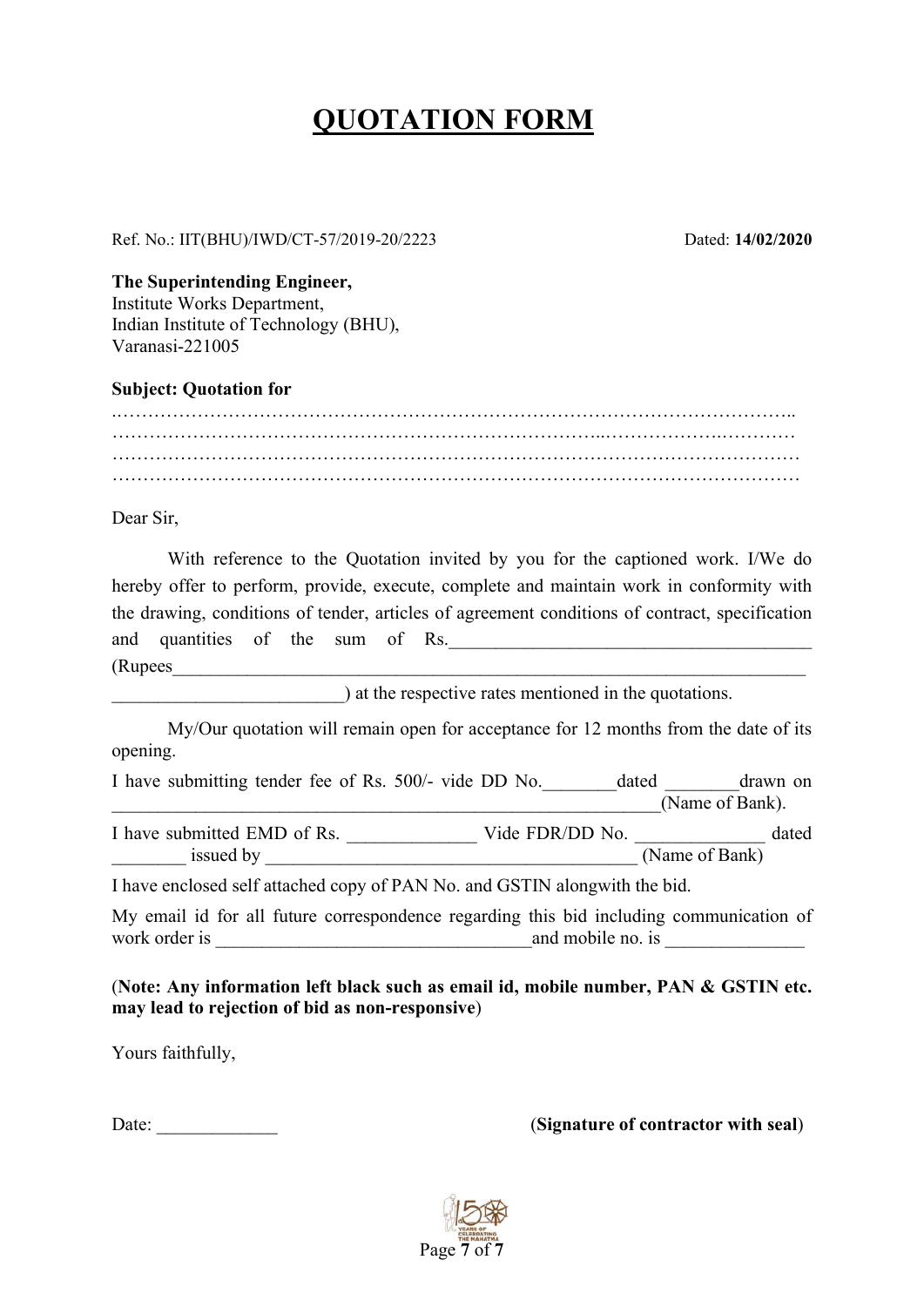# QUOTATION FORM

Ref. No.: IIT(BHU)/IWD/CT-57/2019-20/2223 Dated: **14/02/2020**

**The Superintending Engineer,**
Institute Works Department,
Indian Institute of Technology (BHU),
Varanasi-221005

**Subject: Quotation for**
……………………………………………………………………………………………..
……………………………………………………………………...……………….…………
………………………………………………………………………………………………
………………………………………………………………………………………………

Dear Sir,

With reference to the Quotation invited by you for the captioned work. I/We do hereby offer to perform, provide, execute, complete and maintain work in conformity with the drawing, conditions of tender, articles of agreement conditions of contract, specification and quantities of the sum of Rs.______________________________________ (Rupees______________________________________________________________________ ________________________) at the respective rates mentioned in the quotations.

My/Our quotation will remain open for acceptance for 12 months from the date of its opening.

I have submitting tender fee of Rs. 500/- vide DD No.________dated ________drawn on ________________________________________________________(Name of Bank).

I have submitted EMD of Rs. ______________ Vide FDR/DD No. ______________ dated ________ issued by ________________________________________ (Name of Bank)

I have enclosed self attached copy of PAN No. and GSTIN alongwith the bid.

My email id for all future correspondence regarding this bid including communication of work order is _________________________________and mobile no. is _______________

(**Note: Any information left black such as email id, mobile number, PAN & GSTIN etc. may lead to rejection of bid as non-responsive**)

Yours faithfully,

Date: _____________ (**Signature of contractor with seal**)